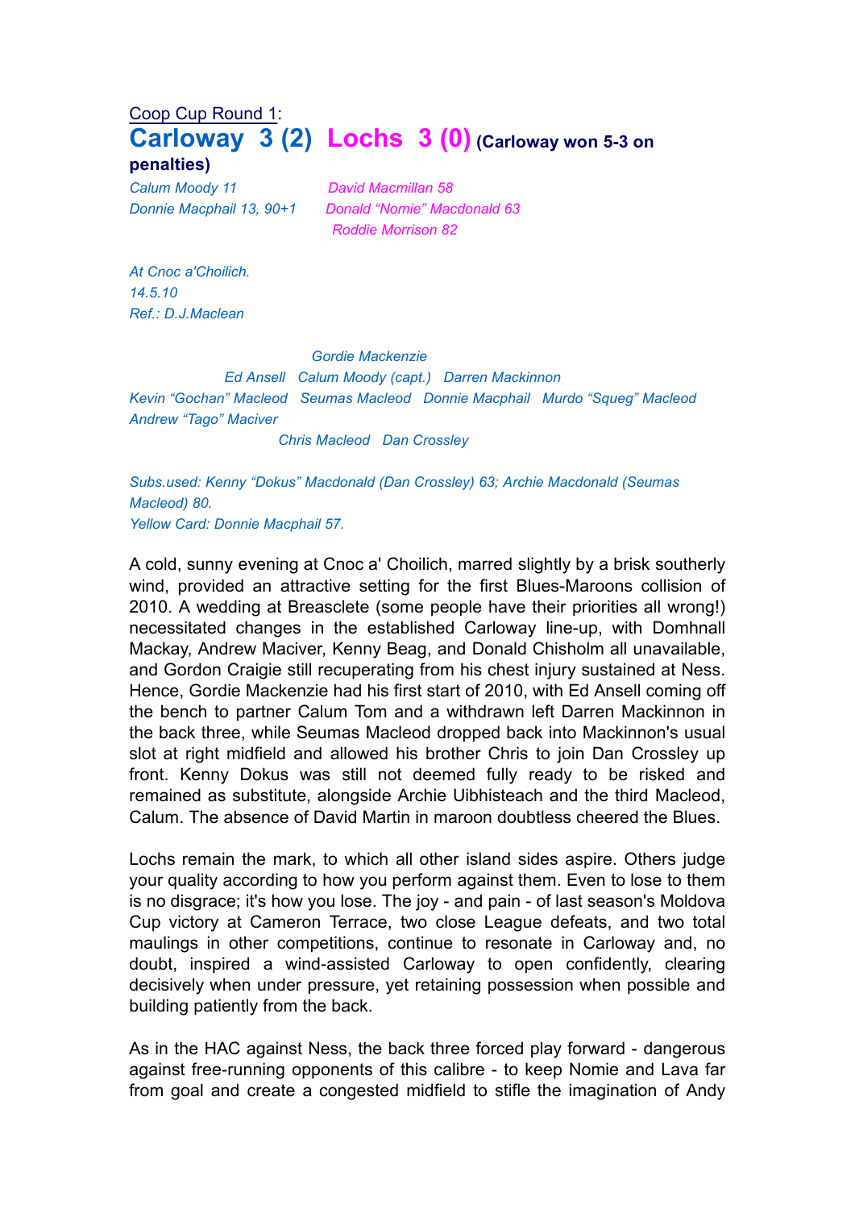Coop Cup Round 1:

## Carloway 3 (2) Lochs 3 (0) (Carloway won 5-3 on penalties)

*Calum Moody 11* — *David Macmillan 58*
*Donnie Macphail 13, 90+1* — *Donald "Nomie" Macdonald 63*
*Roddie Morrison 82*

*At Cnoc a'Choilich.*
*14.5.10*
*Ref.: D.J.Maclean*

*Gordie Mackenzie*
*Ed Ansell   Calum Moody (capt.)   Darren Mackinnon*
*Kevin "Gochan" Macleod   Seumas Macleod   Donnie Macphail   Murdo "Squeg" Macleod*
*Andrew "Tago" Maciver*
*Chris Macleod   Dan Crossley*

*Subs.used: Kenny "Dokus" Macdonald (Dan Crossley) 63; Archie Macdonald (Seumas Macleod) 80.*
*Yellow Card: Donnie Macphail 57.*

A cold, sunny evening at Cnoc a' Choilich, marred slightly by a brisk southerly wind, provided an attractive setting for the first Blues-Maroons collision of 2010. A wedding at Breasclete (some people have their priorities all wrong!) necessitated changes in the established Carloway line-up, with Domhnall Mackay, Andrew Maciver, Kenny Beag, and Donald Chisholm all unavailable, and Gordon Craigie still recuperating from his chest injury sustained at Ness. Hence, Gordie Mackenzie had his first start of 2010, with Ed Ansell coming off the bench to partner Calum Tom and a withdrawn left Darren Mackinnon in the back three, while Seumas Macleod dropped back into Mackinnon's usual slot at right midfield and allowed his brother Chris to join Dan Crossley up front. Kenny Dokus was still not deemed fully ready to be risked and remained as substitute, alongside Archie Uibhisteach and the third Macleod, Calum. The absence of David Martin in maroon doubtless cheered the Blues.

Lochs remain the mark, to which all other island sides aspire. Others judge your quality according to how you perform against them. Even to lose to them is no disgrace; it's how you lose. The joy - and pain - of last season's Moldova Cup victory at Cameron Terrace, two close League defeats, and two total maulings in other competitions, continue to resonate in Carloway and, no doubt, inspired a wind-assisted Carloway to open confidently, clearing decisively when under pressure, yet retaining possession when possible and building patiently from the back.

As in the HAC against Ness, the back three forced play forward - dangerous against free-running opponents of this calibre - to keep Nomie and Lava far from goal and create a congested midfield to stifle the imagination of Andy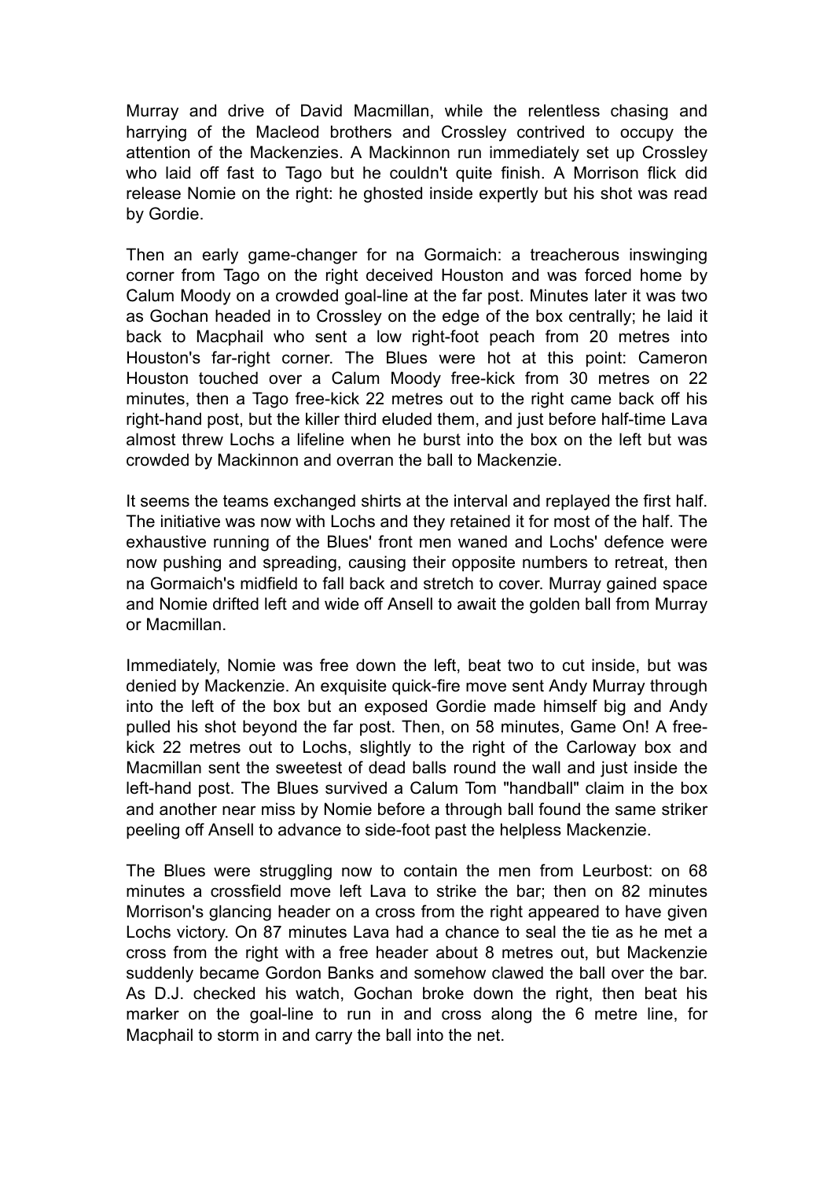Murray and drive of David Macmillan, while the relentless chasing and harrying of the Macleod brothers and Crossley contrived to occupy the attention of the Mackenzies. A Mackinnon run immediately set up Crossley who laid off fast to Tago but he couldn't quite finish. A Morrison flick did release Nomie on the right: he ghosted inside expertly but his shot was read by Gordie.

Then an early game-changer for na Gormaich: a treacherous inswinging corner from Tago on the right deceived Houston and was forced home by Calum Moody on a crowded goal-line at the far post. Minutes later it was two as Gochan headed in to Crossley on the edge of the box centrally; he laid it back to Macphail who sent a low right-foot peach from 20 metres into Houston's far-right corner. The Blues were hot at this point: Cameron Houston touched over a Calum Moody free-kick from 30 metres on 22 minutes, then a Tago free-kick 22 metres out to the right came back off his right-hand post, but the killer third eluded them, and just before half-time Lava almost threw Lochs a lifeline when he burst into the box on the left but was crowded by Mackinnon and overran the ball to Mackenzie.

It seems the teams exchanged shirts at the interval and replayed the first half. The initiative was now with Lochs and they retained it for most of the half. The exhaustive running of the Blues' front men waned and Lochs' defence were now pushing and spreading, causing their opposite numbers to retreat, then na Gormaich's midfield to fall back and stretch to cover. Murray gained space and Nomie drifted left and wide off Ansell to await the golden ball from Murray or Macmillan.

Immediately, Nomie was free down the left, beat two to cut inside, but was denied by Mackenzie. An exquisite quick-fire move sent Andy Murray through into the left of the box but an exposed Gordie made himself big and Andy pulled his shot beyond the far post. Then, on 58 minutes, Game On! A free-kick 22 metres out to Lochs, slightly to the right of the Carloway box and Macmillan sent the sweetest of dead balls round the wall and just inside the left-hand post. The Blues survived a Calum Tom "handball" claim in the box and another near miss by Nomie before a through ball found the same striker peeling off Ansell to advance to side-foot past the helpless Mackenzie.

The Blues were struggling now to contain the men from Leurbost: on 68 minutes a crossfield move left Lava to strike the bar; then on 82 minutes Morrison's glancing header on a cross from the right appeared to have given Lochs victory. On 87 minutes Lava had a chance to seal the tie as he met a cross from the right with a free header about 8 metres out, but Mackenzie suddenly became Gordon Banks and somehow clawed the ball over the bar. As D.J. checked his watch, Gochan broke down the right, then beat his marker on the goal-line to run in and cross along the 6 metre line, for Macphail to storm in and carry the ball into the net.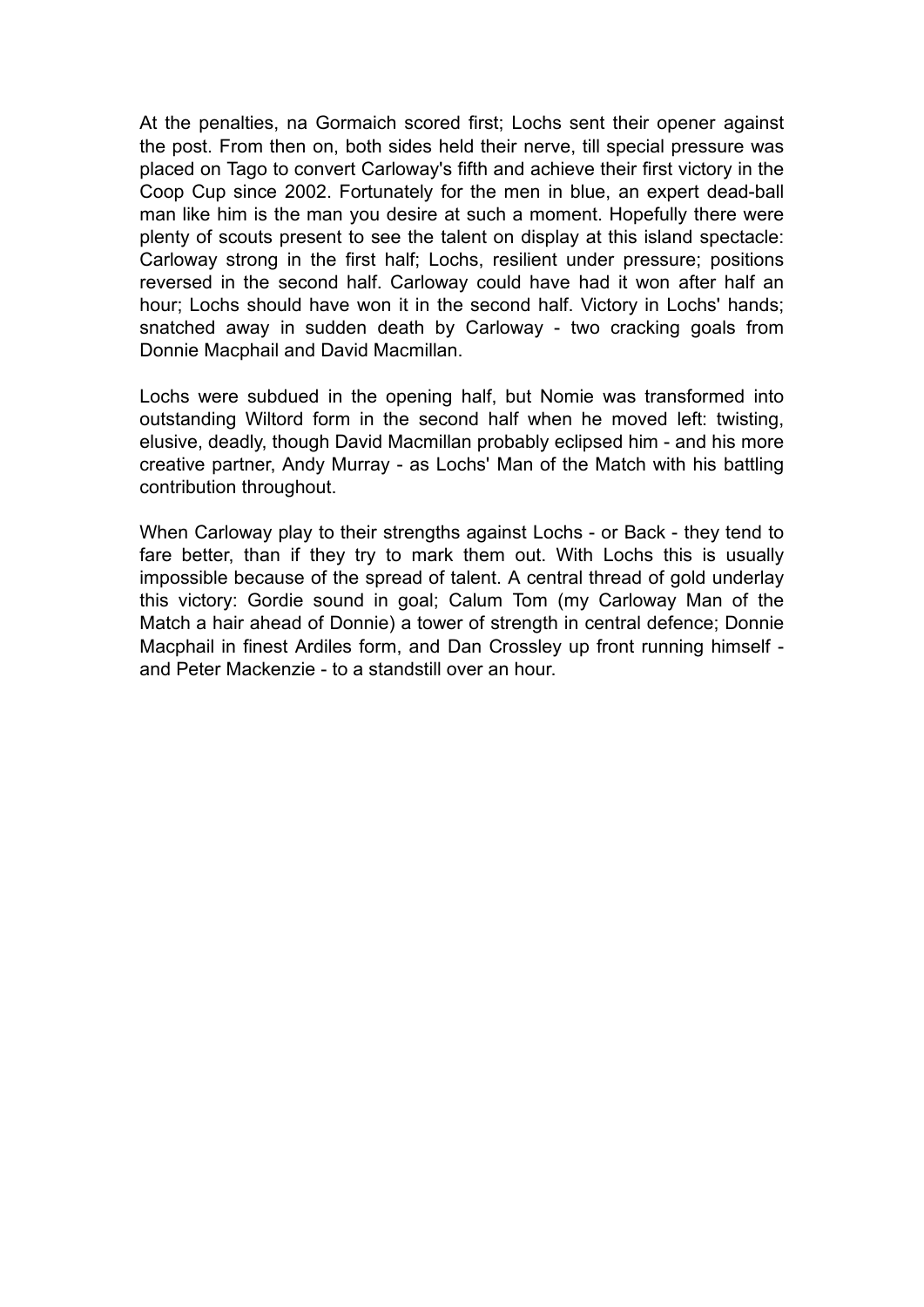At the penalties, na Gormaich scored first; Lochs sent their opener against the post. From then on, both sides held their nerve, till special pressure was placed on Tago to convert Carloway's fifth and achieve their first victory in the Coop Cup since 2002. Fortunately for the men in blue, an expert dead-ball man like him is the man you desire at such a moment. Hopefully there were plenty of scouts present to see the talent on display at this island spectacle: Carloway strong in the first half; Lochs, resilient under pressure; positions reversed in the second half. Carloway could have had it won after half an hour; Lochs should have won it in the second half. Victory in Lochs' hands; snatched away in sudden death by Carloway - two cracking goals from Donnie Macphail and David Macmillan.

Lochs were subdued in the opening half, but Nomie was transformed into outstanding Wiltord form in the second half when he moved left: twisting, elusive, deadly, though David Macmillan probably eclipsed him - and his more creative partner, Andy Murray - as Lochs' Man of the Match with his battling contribution throughout.

When Carloway play to their strengths against Lochs - or Back - they tend to fare better, than if they try to mark them out. With Lochs this is usually impossible because of the spread of talent. A central thread of gold underlay this victory: Gordie sound in goal; Calum Tom (my Carloway Man of the Match a hair ahead of Donnie) a tower of strength in central defence; Donnie Macphail in finest Ardiles form, and Dan Crossley up front running himself - and Peter Mackenzie - to a standstill over an hour.